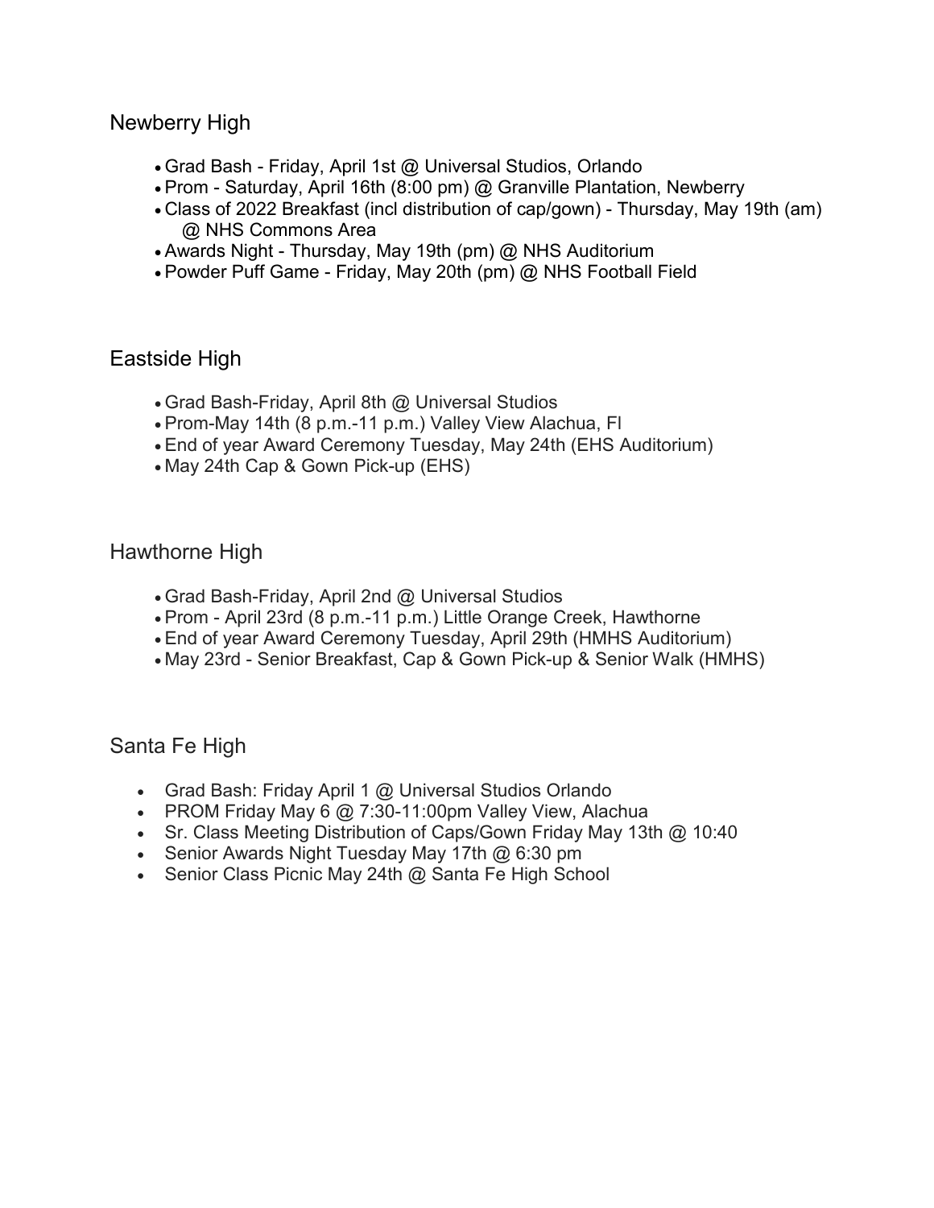## Newberry High

- Grad Bash - Friday, April 1st @ Universal Studios, Orlando
- Prom - Saturday, April 16th (8:00 pm) @ Granville Plantation, Newberry
- Class of 2022 Breakfast (incl distribution of cap/gown) - Thursday, May 19th (am) @ NHS Commons Area
- Awards Night - Thursday, May 19th (pm) @ NHS Auditorium
- Powder Puff Game - Friday, May 20th (pm) @ NHS Football Field

## Eastside High

- Grad Bash-Friday, April 8th @ Universal Studios
- Prom-May 14th (8 p.m.-11 p.m.) Valley View Alachua, Fl
- End of year Award Ceremony Tuesday, May 24th (EHS Auditorium)
- May 24th Cap & Gown Pick-up (EHS)

## Hawthorne High

- Grad Bash-Friday, April 2nd @ Universal Studios
- Prom - April 23rd (8 p.m.-11 p.m.) Little Orange Creek, Hawthorne
- End of year Award Ceremony Tuesday, April 29th (HMHS Auditorium)
- May 23rd - Senior Breakfast, Cap & Gown Pick-up & Senior Walk (HMHS)

## Santa Fe High

- Grad Bash: Friday April 1 @ Universal Studios Orlando
- PROM Friday May 6 @ 7:30-11:00pm Valley View, Alachua
- Sr. Class Meeting Distribution of Caps/Gown Friday May 13th @ 10:40
- Senior Awards Night Tuesday May 17th @ 6:30 pm
- Senior Class Picnic May 24th @ Santa Fe High School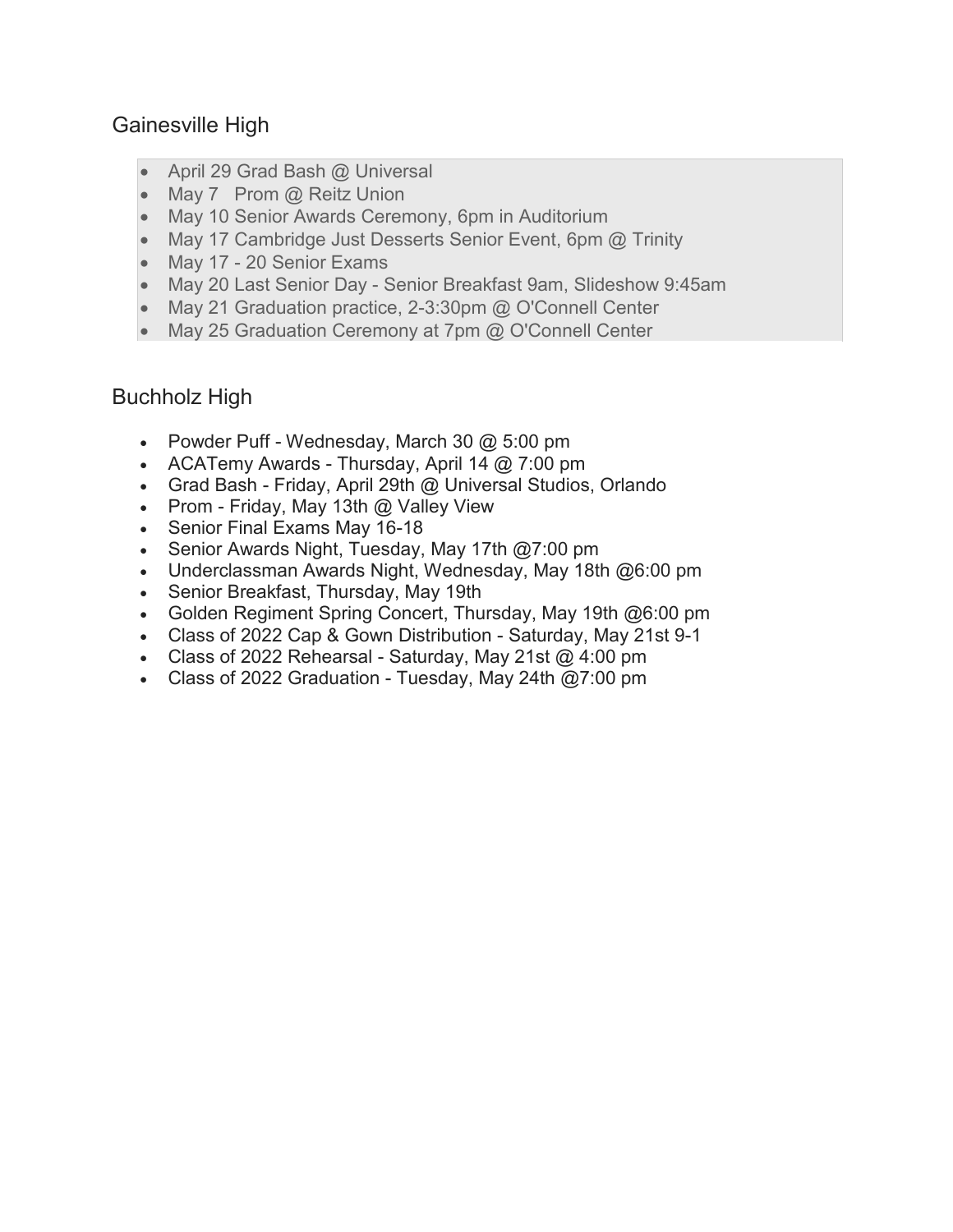## Gainesville High

- April 29 Grad Bash @ Universal
- May 7 Prom @ Reitz Union
- May 10 Senior Awards Ceremony, 6pm in Auditorium
- May 17 Cambridge Just Desserts Senior Event, 6pm @ Trinity
- May 17 - 20 Senior Exams
- May 20 Last Senior Day - Senior Breakfast 9am, Slideshow 9:45am
- May 21 Graduation practice, 2-3:30pm @ O'Connell Center
- May 25 Graduation Ceremony at 7pm @ O'Connell Center

## Buchholz High

- Powder Puff - Wednesday, March 30 @ 5:00 pm
- ACATemy Awards - Thursday, April 14 @ 7:00 pm
- Grad Bash - Friday, April 29th @ Universal Studios, Orlando
- Prom - Friday, May 13th @ Valley View
- Senior Final Exams May 16-18
- Senior Awards Night, Tuesday, May 17th @7:00 pm
- Underclassman Awards Night, Wednesday, May 18th @6:00 pm
- Senior Breakfast, Thursday, May 19th
- Golden Regiment Spring Concert, Thursday, May 19th @6:00 pm
- Class of 2022 Cap & Gown Distribution - Saturday, May 21st 9-1
- Class of 2022 Rehearsal - Saturday, May 21st @ 4:00 pm
- Class of 2022 Graduation - Tuesday, May 24th @7:00 pm